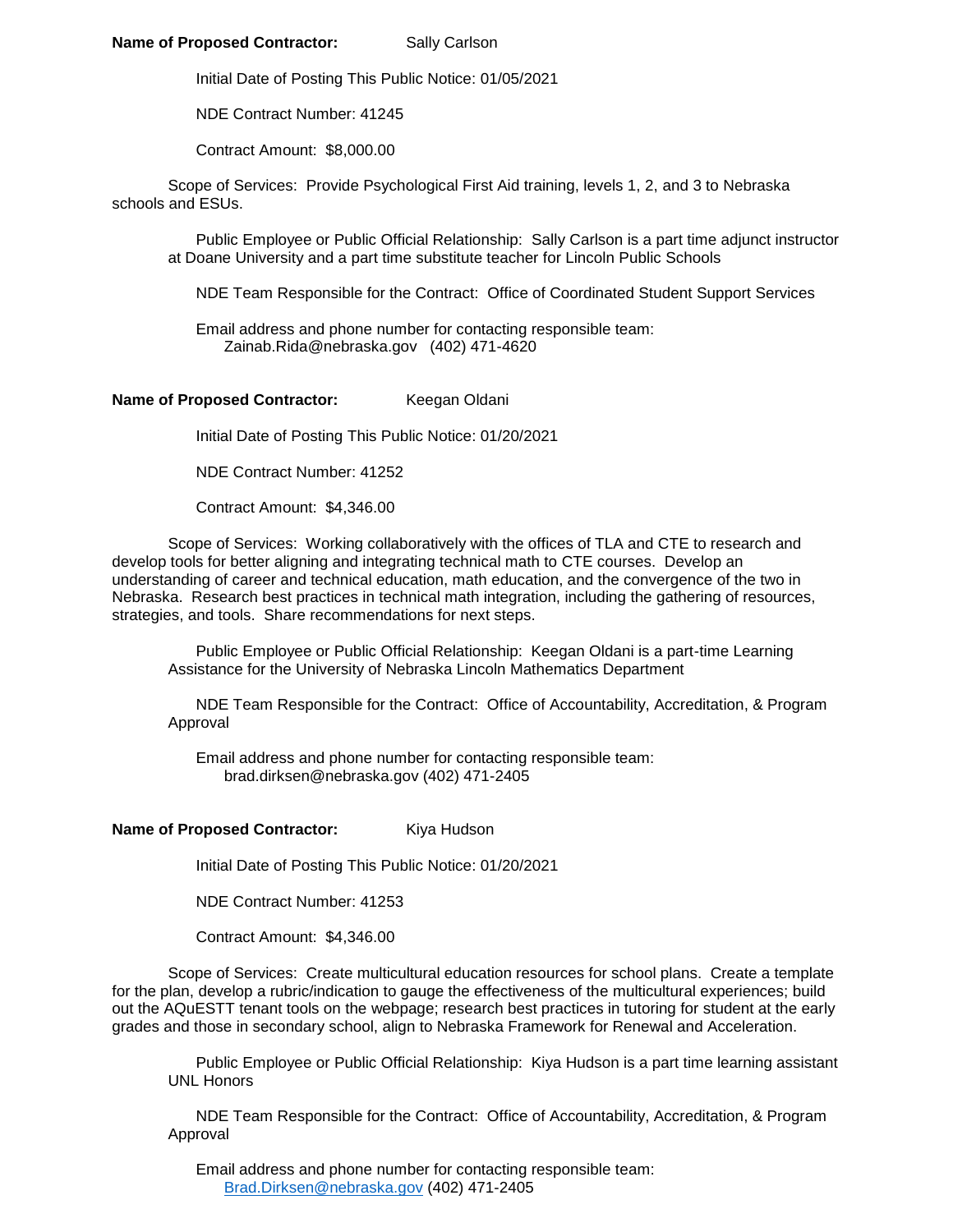**Name of Proposed Contractor:** Sally Carlson

Initial Date of Posting This Public Notice: 01/05/2021

NDE Contract Number: 41245

Contract Amount: $8,000.00

Scope of Services: Provide Psychological First Aid training, levels 1, 2, and 3 to Nebraska schools and ESUs.

Public Employee or Public Official Relationship: Sally Carlson is a part time adjunct instructor at Doane University and a part time substitute teacher for Lincoln Public Schools

NDE Team Responsible for the Contract: Office of Coordinated Student Support Services

Email address and phone number for contacting responsible team:
Zainab.Rida@nebraska.gov (402) 471-4620

**Name of Proposed Contractor:** Keegan Oldani

Initial Date of Posting This Public Notice: 01/20/2021

NDE Contract Number: 41252

Contract Amount: $4,346.00

Scope of Services: Working collaboratively with the offices of TLA and CTE to research and develop tools for better aligning and integrating technical math to CTE courses. Develop an understanding of career and technical education, math education, and the convergence of the two in Nebraska. Research best practices in technical math integration, including the gathering of resources, strategies, and tools. Share recommendations for next steps.

Public Employee or Public Official Relationship: Keegan Oldani is a part-time Learning Assistance for the University of Nebraska Lincoln Mathematics Department

NDE Team Responsible for the Contract: Office of Accountability, Accreditation, & Program Approval

Email address and phone number for contacting responsible team:
brad.dirksen@nebraska.gov (402) 471-2405

**Name of Proposed Contractor:** Kiya Hudson

Initial Date of Posting This Public Notice: 01/20/2021

NDE Contract Number: 41253

Contract Amount: $4,346.00

Scope of Services: Create multicultural education resources for school plans. Create a template for the plan, develop a rubric/indication to gauge the effectiveness of the multicultural experiences; build out the AQuESTT tenant tools on the webpage; research best practices in tutoring for student at the early grades and those in secondary school, align to Nebraska Framework for Renewal and Acceleration.

Public Employee or Public Official Relationship: Kiya Hudson is a part time learning assistant UNL Honors

NDE Team Responsible for the Contract: Office of Accountability, Accreditation, & Program Approval

Email address and phone number for contacting responsible team:
Brad.Dirksen@nebraska.gov (402) 471-2405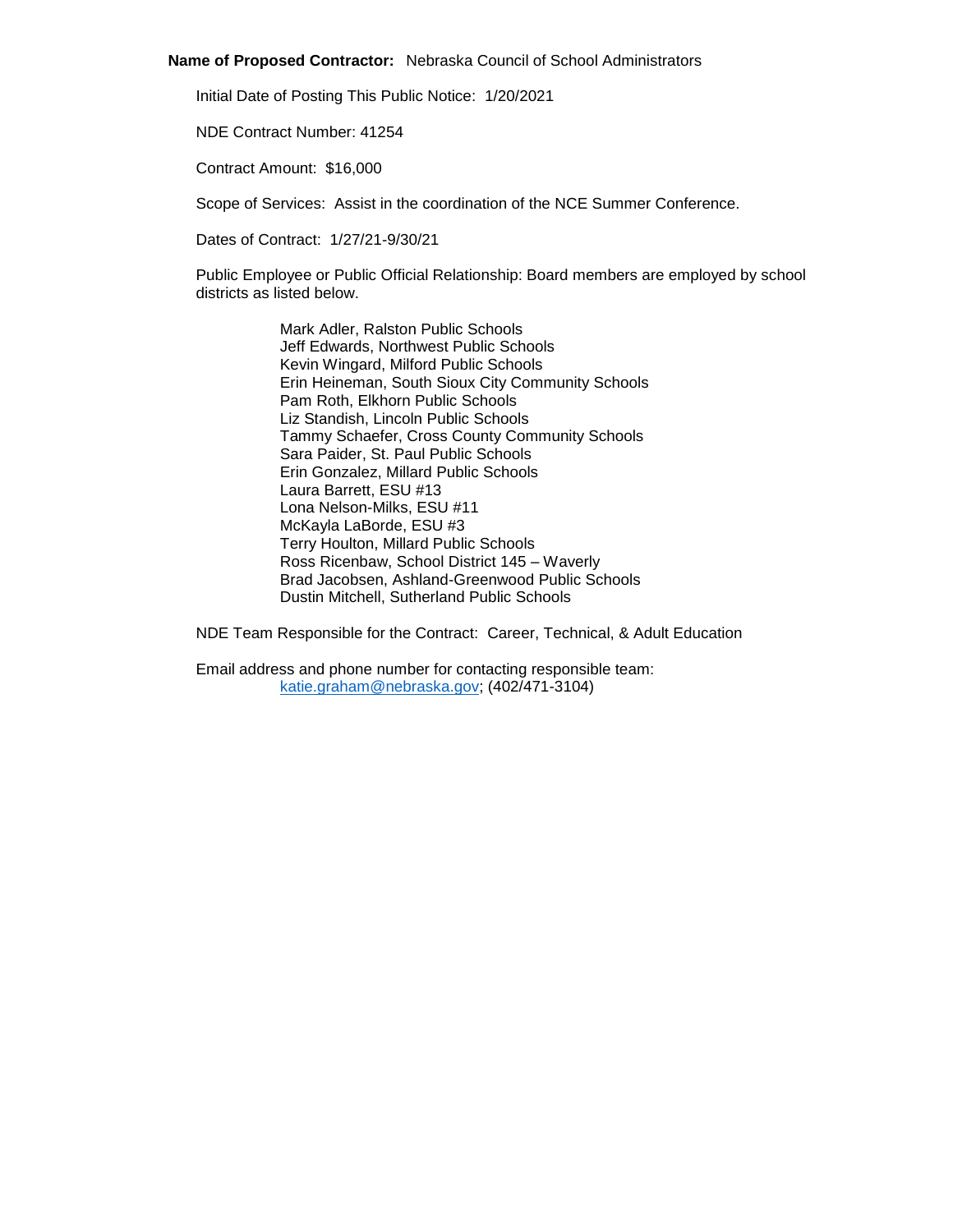**Name of Proposed Contractor:** Nebraska Council of School Administrators

Initial Date of Posting This Public Notice: 1/20/2021

NDE Contract Number: 41254

Contract Amount: $16,000

Scope of Services: Assist in the coordination of the NCE Summer Conference.

Dates of Contract: 1/27/21-9/30/21

Public Employee or Public Official Relationship: Board members are employed by school districts as listed below.

Mark Adler, Ralston Public Schools
Jeff Edwards, Northwest Public Schools
Kevin Wingard, Milford Public Schools
Erin Heineman, South Sioux City Community Schools
Pam Roth, Elkhorn Public Schools
Liz Standish, Lincoln Public Schools
Tammy Schaefer, Cross County Community Schools
Sara Paider, St. Paul Public Schools
Erin Gonzalez, Millard Public Schools
Laura Barrett, ESU #13
Lona Nelson-Milks, ESU #11
McKayla LaBorde, ESU #3
Terry Houlton, Millard Public Schools
Ross Ricenbaw, School District 145 – Waverly
Brad Jacobsen, Ashland-Greenwood Public Schools
Dustin Mitchell, Sutherland Public Schools

NDE Team Responsible for the Contract: Career, Technical, & Adult Education

Email address and phone number for contacting responsible team:
katie.graham@nebraska.gov; (402/471-3104)